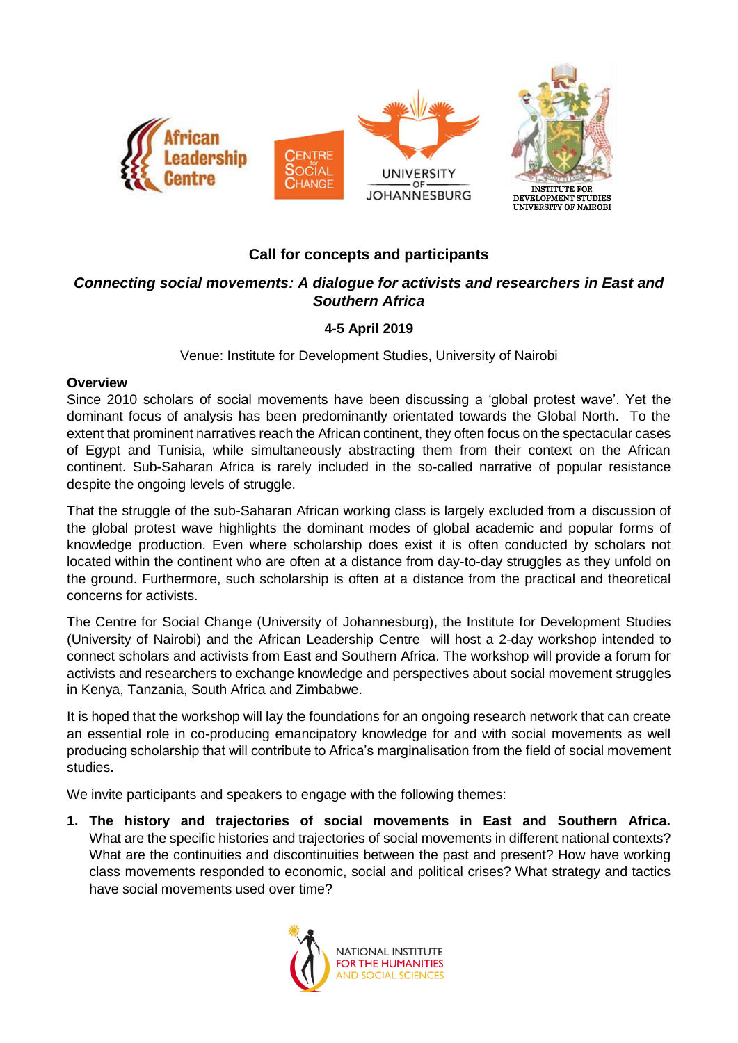## Call for concepts and participants

### *Connecting social movements: A dialogue for activists and researchers in East and Southern Africa*

**4-5 April 2019**

Venue: Institute for Development Studies, University of Nairobi

**Overview**

Since 2010 scholars of social movements have been discussing a 'global protest wave'. Yet the dominant focus of analysis has been predominantly orientated towards the Global North. To the extent that prominent narratives reach the African continent, they often focus on the spectacular cases of Egypt and Tunisia, while simultaneously abstracting them from their context on the African continent. Sub-Saharan Africa is rarely included in the so-called narrative of popular resistance despite the ongoing levels of struggle.

That the struggle of the sub-Saharan African working class is largely excluded from a discussion of the global protest wave highlights the dominant modes of global academic and popular forms of knowledge production. Even where scholarship does exist it is often conducted by scholars not located within the continent who are often at a distance from day-to-day struggles as they unfold on the ground. Furthermore, such scholarship is often at a distance from the practical and theoretical concerns for activists.

The Centre for Social Change (University of Johannesburg), the Institute for Development Studies (University of Nairobi) and the African Leadership Centre will host a 2-day workshop intended to connect scholars and activists from East and Southern Africa. The workshop will provide a forum for activists and researchers to exchange knowledge and perspectives about social movement struggles in Kenya, Tanzania, South Africa and Zimbabwe.

It is hoped that the workshop will lay the foundations for an ongoing research network that can create an essential role in co-producing emancipatory knowledge for and with social movements as well producing scholarship that will contribute to Africa's marginalisation from the field of social movement studies.

We invite participants and speakers to engage with the following themes:

1. **The history and trajectories of social movements in East and Southern Africa.** What are the specific histories and trajectories of social movements in different national contexts? What are the continuities and discontinuities between the past and present? How have working class movements responded to economic, social and political crises? What strategy and tactics have social movements used over time?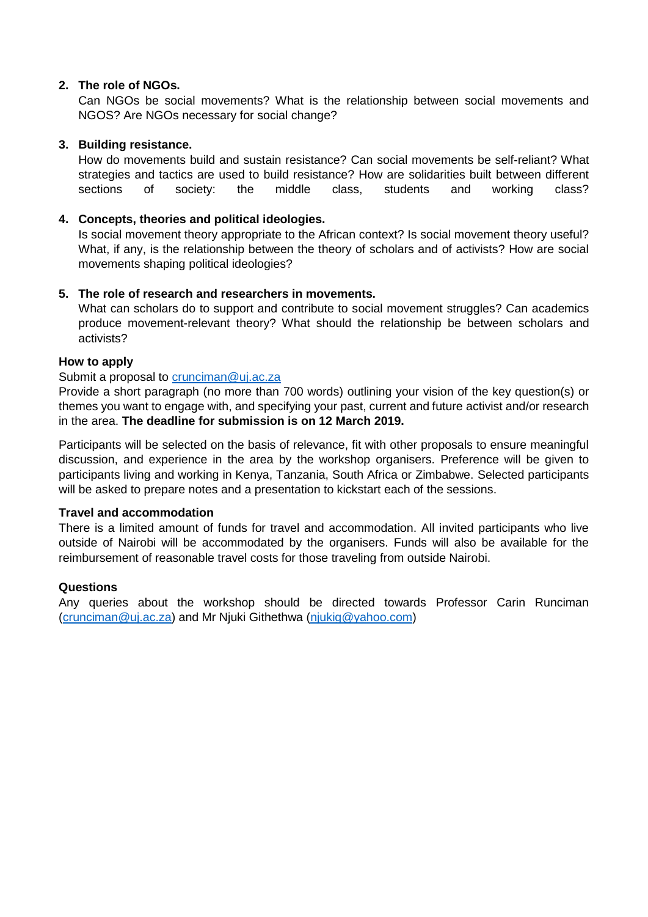2. **The role of NGOs.**
   Can NGOs be social movements? What is the relationship between social movements and NGOS? Are NGOs necessary for social change?

3. **Building resistance.**
   How do movements build and sustain resistance? Can social movements be self-reliant? What strategies and tactics are used to build resistance? How are solidarities built between different sections of society: the middle class, students and working class?

4. **Concepts, theories and political ideologies.**
   Is social movement theory appropriate to the African context? Is social movement theory useful? What, if any, is the relationship between the theory of scholars and of activists? How are social movements shaping political ideologies?

5. **The role of research and researchers in movements.**
   What can scholars do to support and contribute to social movement struggles? Can academics produce movement-relevant theory? What should the relationship be between scholars and activists?

**How to apply**

Submit a proposal to crunciman@uj.ac.za
Provide a short paragraph (no more than 700 words) outlining your vision of the key question(s) or themes you want to engage with, and specifying your past, current and future activist and/or research in the area. **The deadline for submission is on 12 March 2019.**

Participants will be selected on the basis of relevance, fit with other proposals to ensure meaningful discussion, and experience in the area by the workshop organisers. Preference will be given to participants living and working in Kenya, Tanzania, South Africa or Zimbabwe. Selected participants will be asked to prepare notes and a presentation to kickstart each of the sessions.

**Travel and accommodation**

There is a limited amount of funds for travel and accommodation. All invited participants who live outside of Nairobi will be accommodated by the organisers. Funds will also be available for the reimbursement of reasonable travel costs for those traveling from outside Nairobi.

**Questions**

Any queries about the workshop should be directed towards Professor Carin Runciman (crunciman@uj.ac.za) and Mr Njuki Githethwa (njukig@yahoo.com)